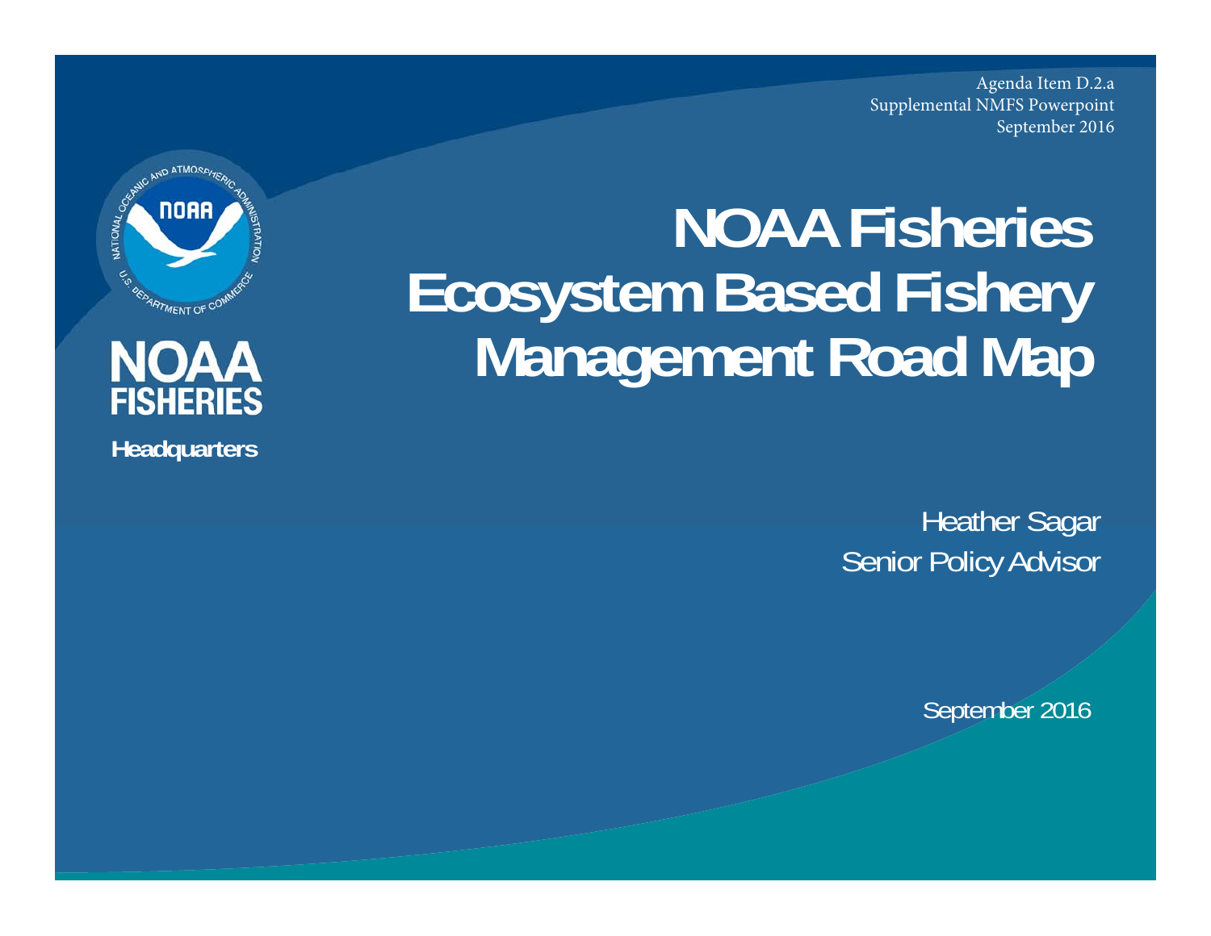Agenda Item D.2.a
Supplemental NMFS Powerpoint
September 2016

NOAA FISHERIES

Headquarters

# NOAA Fisheries Ecosystem Based Fishery Management Road Map

Heather Sagar
Senior Policy Advisor

September 2016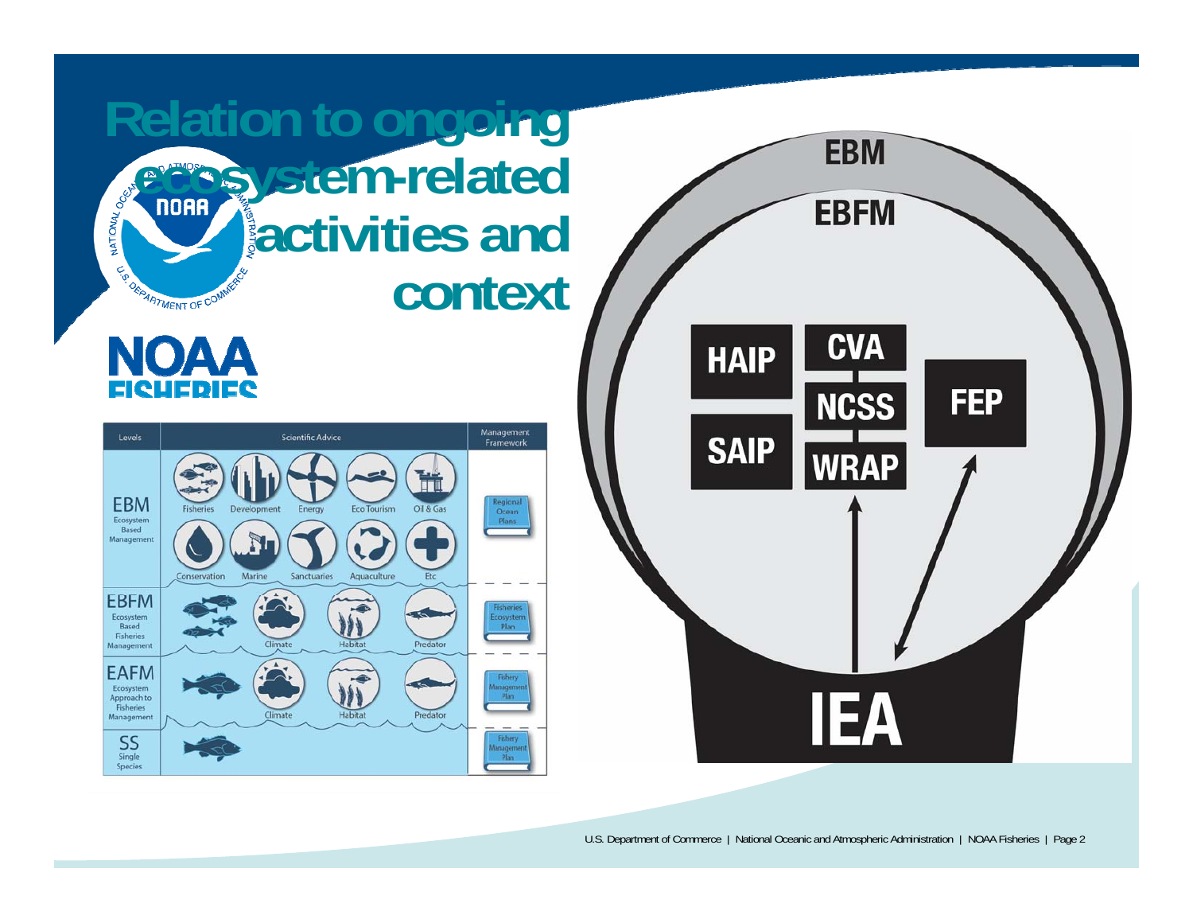# Relation to ongoing ecosystem-related activities and context

| Levels | Scientific Advice | Management Framework |
| --- | --- | --- |
| EBM Ecosystem Based Management | Fisheries, Development, Energy, Eco Tourism, Oil & Gas, Conservation, Marine, Sanctuaries, Aquaculture, Etc | Regional Ocean Plans |
| EBFM Ecosystem Based Fisheries Management | Climate, Habitat, Predator | Fisheries Ecosystem Plan |
| EAFM Ecosystem Approach to Fisheries Management | Climate, Habitat, Predator | Fishery Management Plan |
| SS Single Species | | Fishery Management Plan |

EBM

EBFM

HAIP

CVA

NCSS

WRAP

SAIP

FEP

IEA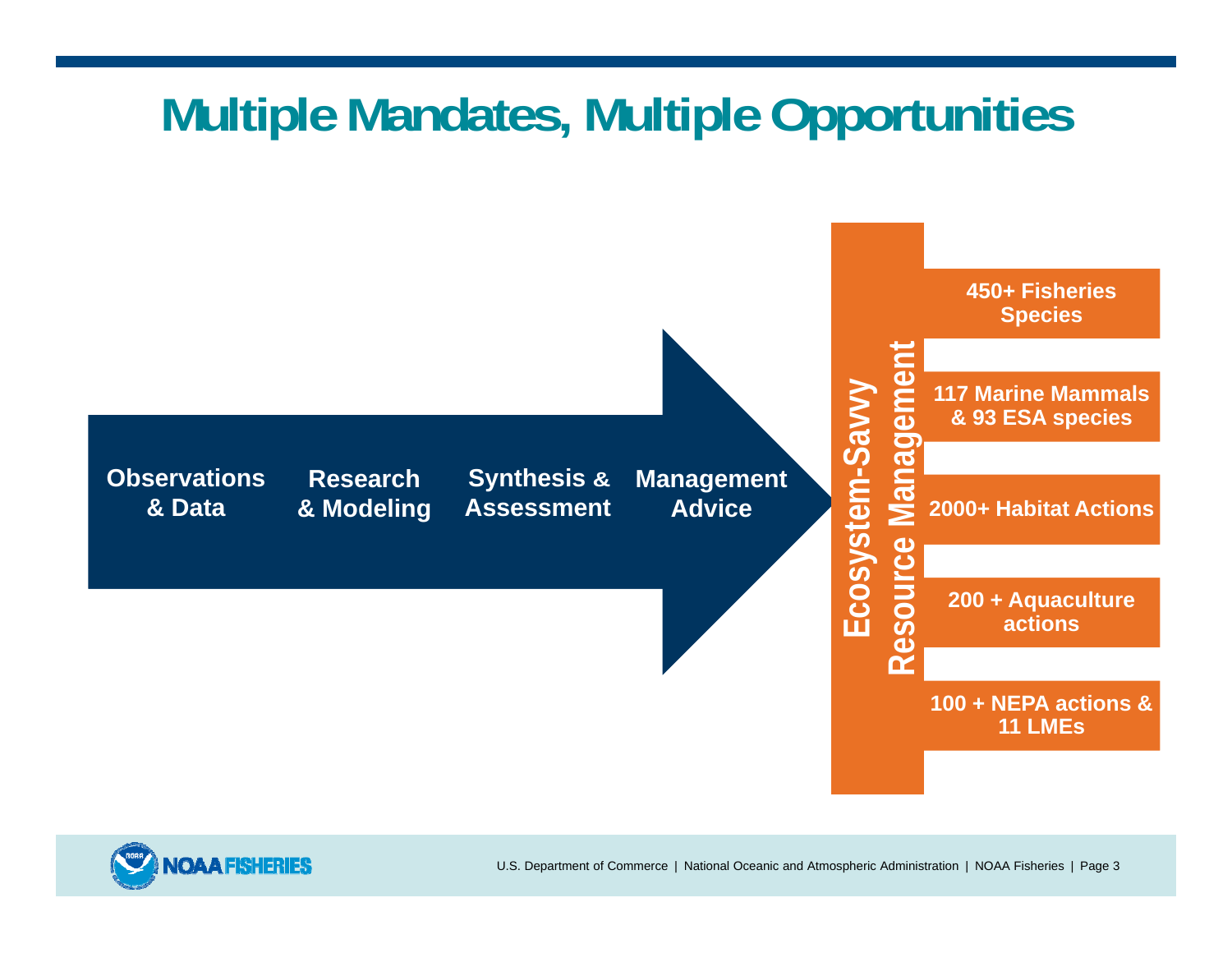# Multiple Mandates, Multiple Opportunities

**Observations & Data** → **Research & Modeling** → **Synthesis & Assessment** → **Management Advice**

**Ecosystem-Savvy Resource Management**

- **450+ Fisheries Species**
- **117 Marine Mammals & 93 ESA species**
- **2000+ Habitat Actions**
- **200 + Aquaculture actions**
- **100 + NEPA actions & 11 LMEs**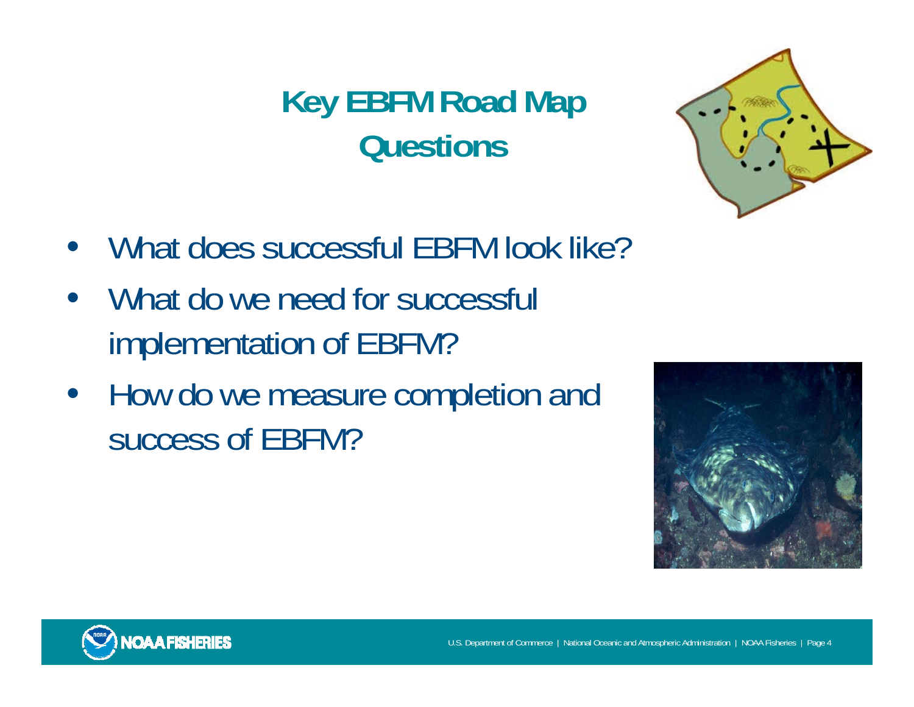# Key EBFM Road Map Questions

- What does successful EBFM look like?
- What do we need for successful implementation of EBFM?
- How do we measure completion and success of EBFM?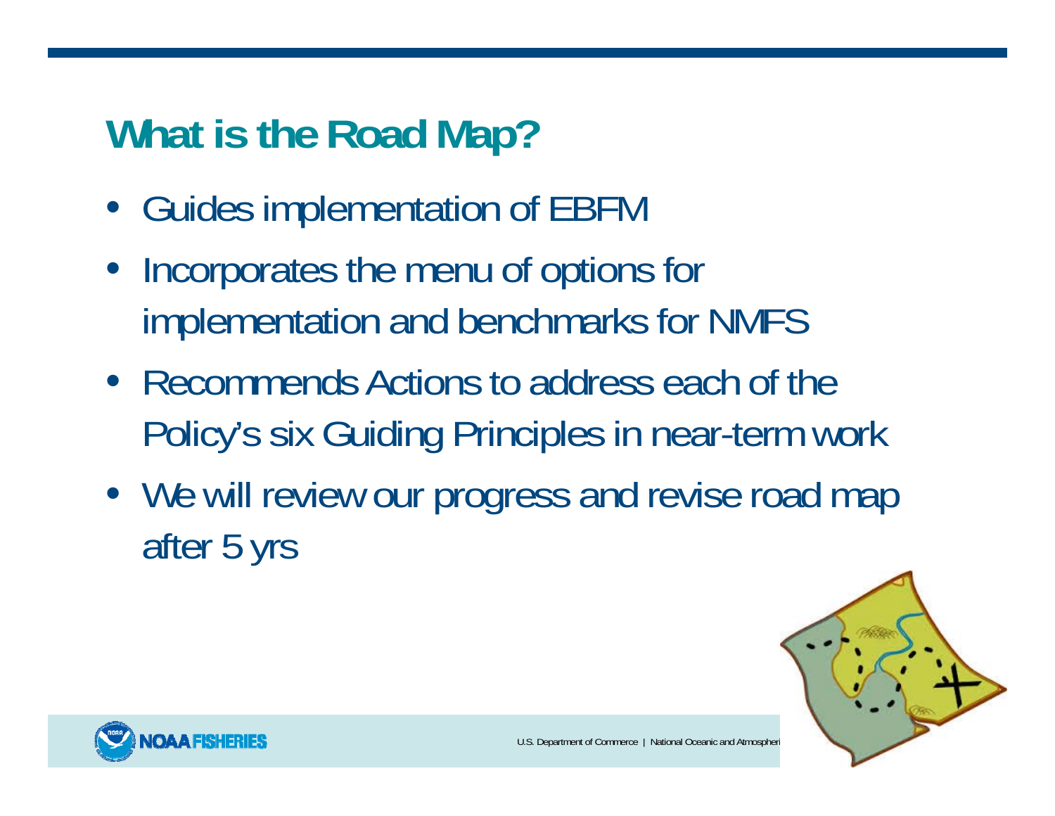## What is the Road Map?

- Guides implementation of EBFM
- Incorporates the menu of options for implementation and benchmarks for NMFS
- Recommends Actions to address each of the Policy's six Guiding Principles in near-term work
- We will review our progress and revise road map after 5 yrs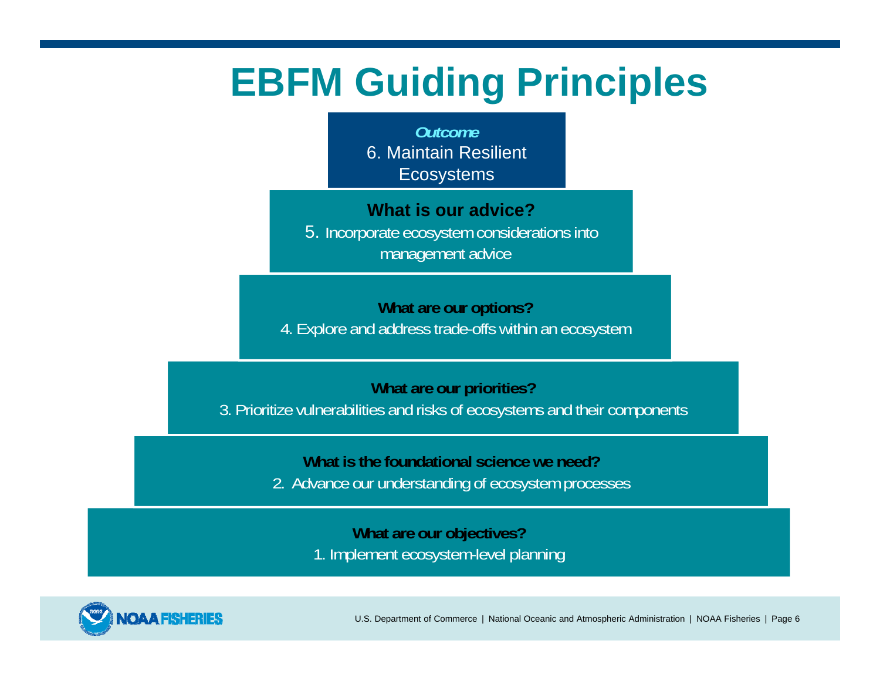# EBFM Guiding Principles

***Outcome***

6. Maintain Resilient Ecosystems

**What is our advice?**

5. Incorporate ecosystem considerations into management advice

**What are our options?**

4. Explore and address trade-offs within an ecosystem

**What are our priorities?**

3. Prioritize vulnerabilities and risks of ecosystems and their components

**What is the foundational science we need?**

2. Advance our understanding of ecosystem processes

**What are our objectives?**

1. Implement ecosystem-level planning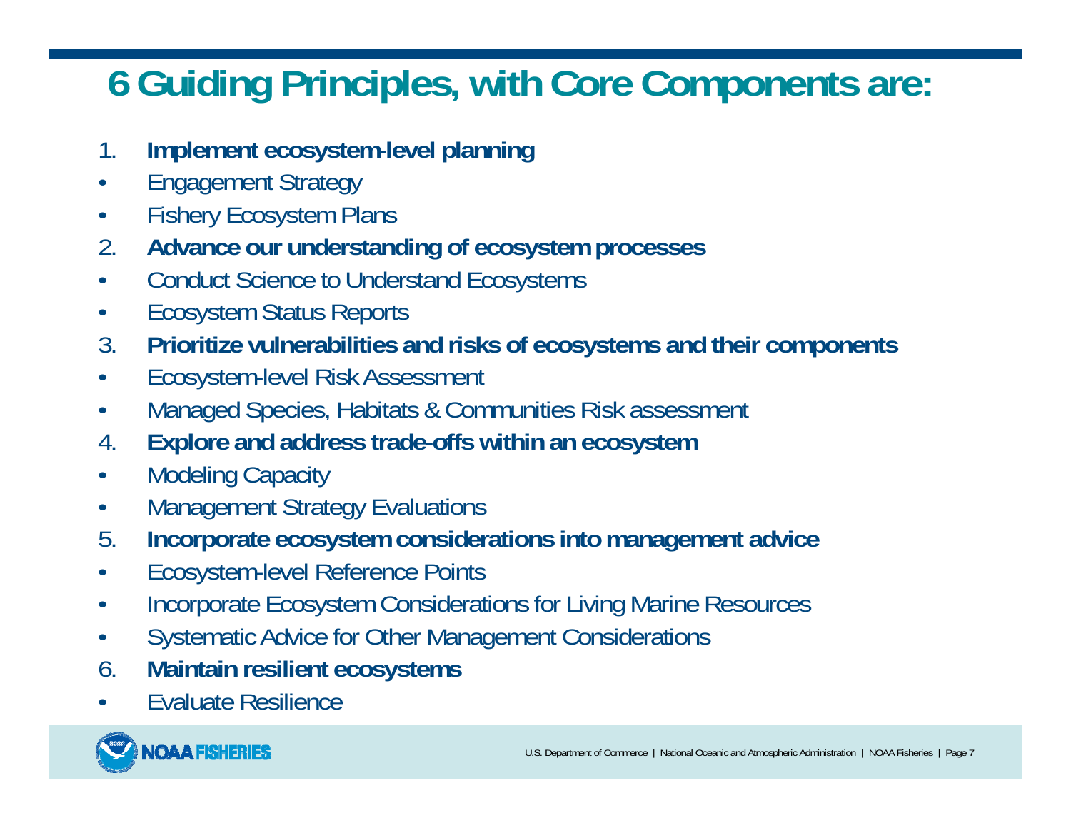# 6 Guiding Principles, with Core Components are:

1. **Implement ecosystem-level planning**
   - Engagement Strategy
   - Fishery Ecosystem Plans
2. **Advance our understanding of ecosystem processes**
   - Conduct Science to Understand Ecosystems
   - Ecosystem Status Reports
3. **Prioritize vulnerabilities and risks of ecosystems and their components**
   - Ecosystem-level Risk Assessment
   - Managed Species, Habitats & Communities Risk assessment
4. **Explore and address trade-offs within an ecosystem**
   - Modeling Capacity
   - Management Strategy Evaluations
5. **Incorporate ecosystem considerations into management advice**
   - Ecosystem-level Reference Points
   - Incorporate Ecosystem Considerations for Living Marine Resources
   - Systematic Advice for Other Management Considerations
6. **Maintain resilient ecosystems**
   - Evaluate Resilience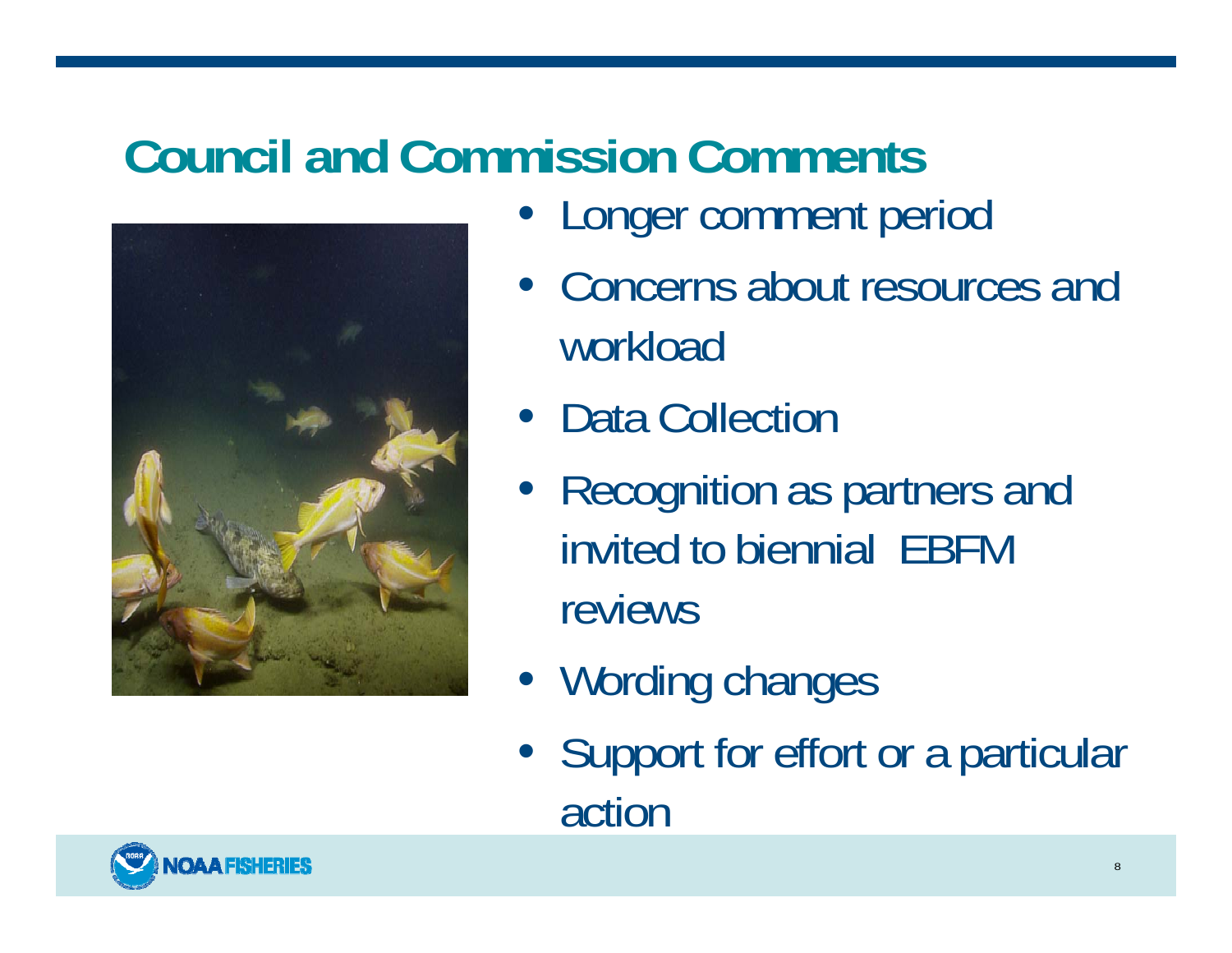# Council and Commission Comments

- Longer comment period
- Concerns about resources and workload
- Data Collection
- Recognition as partners and invited to biennial EBFM reviews
- Wording changes
- Support for effort or a particular action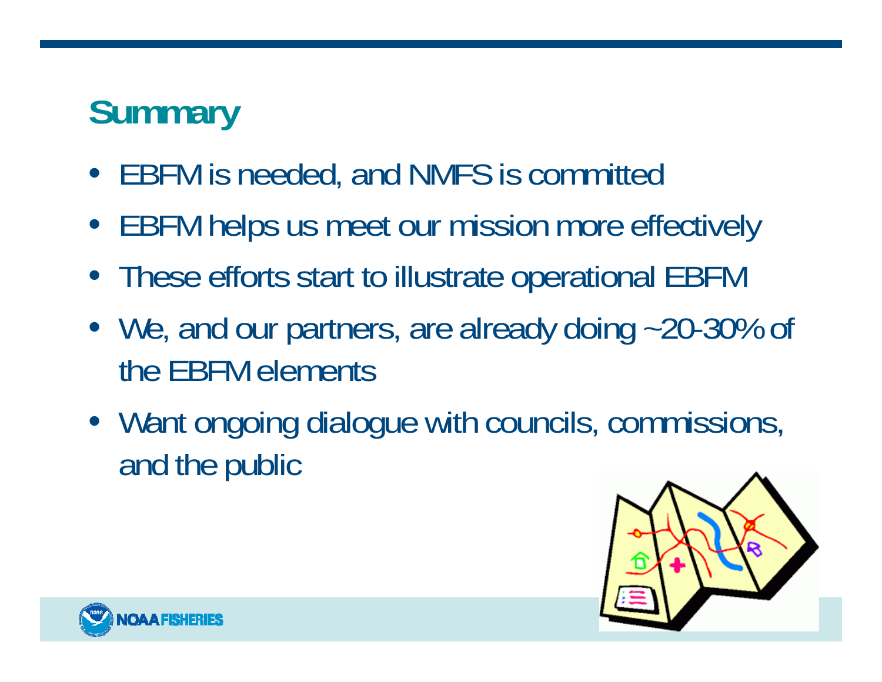# Summary

- EBFM is needed, and NMFS is committed
- EBFM helps us meet our mission more effectively
- These efforts start to illustrate operational EBFM
- We, and our partners, are already doing ~20-30% of the EBFM elements
- Want ongoing dialogue with councils, commissions, and the public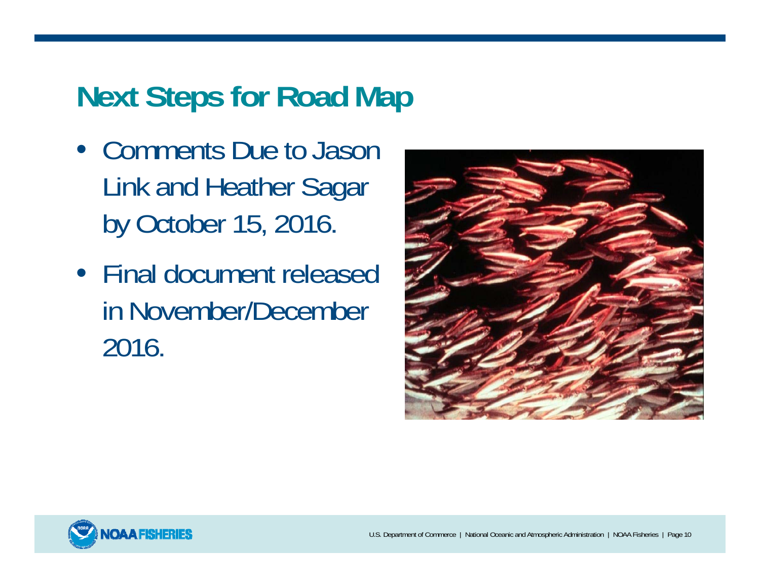## Next Steps for Road Map

- Comments Due to Jason Link and Heather Sagar by October 15, 2016.
- Final document released in November/December 2016.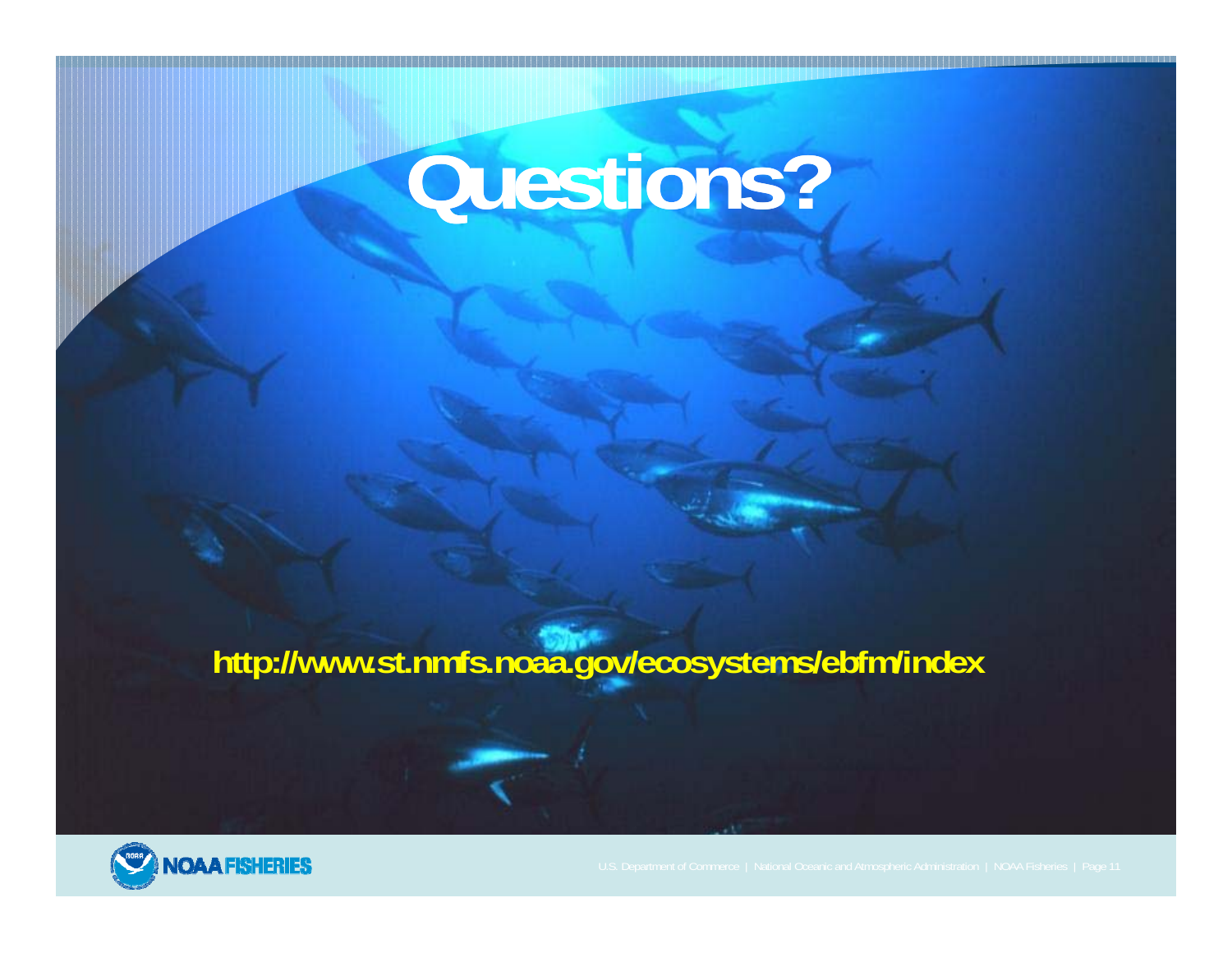# Questions?

**http://www.st.nmfs.noaa.gov/ecosystems/ebfm/index**